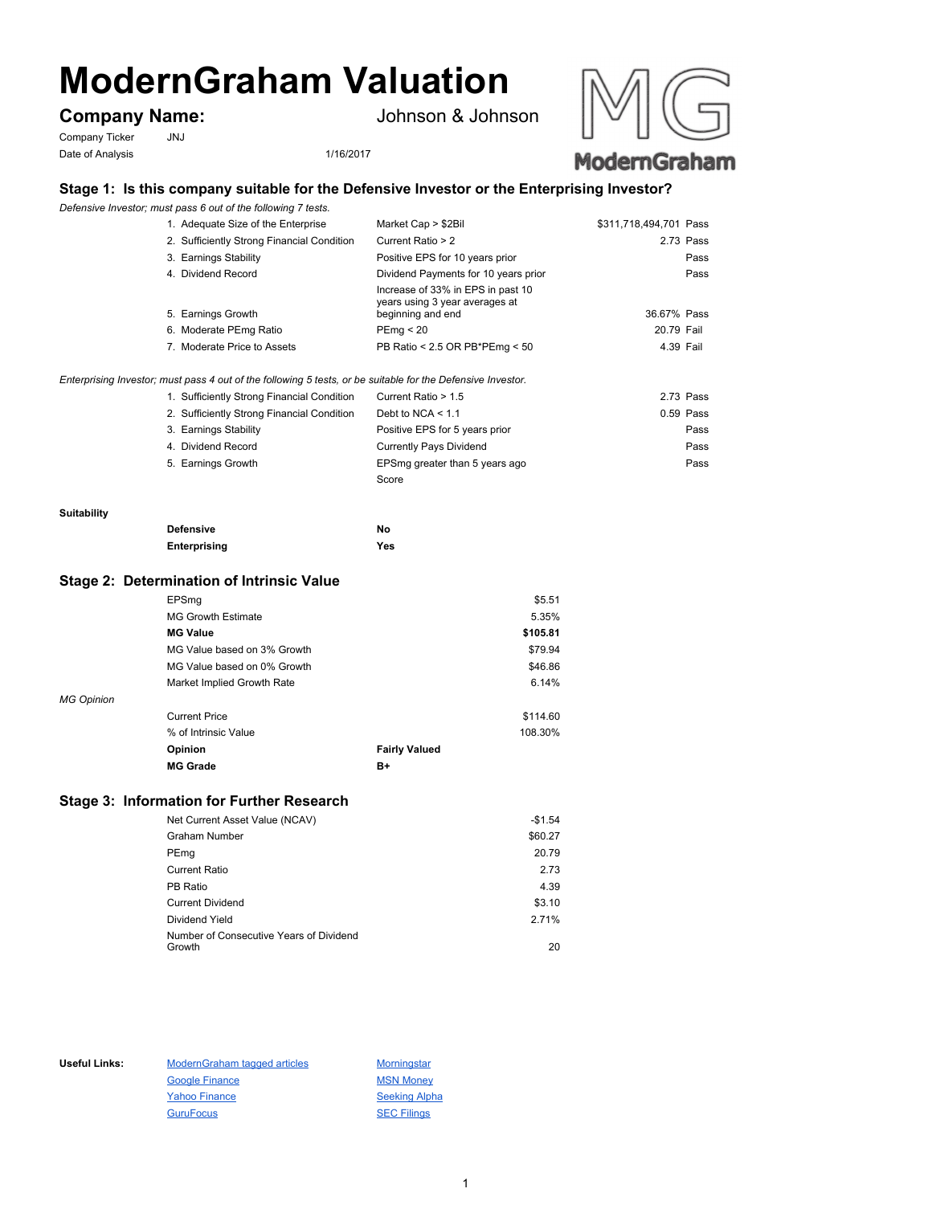# ModernGraham Valuation

## Company Name: Johnson & Johnson

Company Ticker JNJ

Date of Analysis 1/16/2017

### Stage 1: Is this company suitable for the Defensive Investor or the Enterprising Investor?

*Defensive Investor; must pass 6 out of the following 7 tests.*

| Test | Criteria | Value | Result |
|---|---|---|---|
| 1. Adequate Size of the Enterprise | Market Cap > $2Bil | $311,718,494,701 | Pass |
| 2. Sufficiently Strong Financial Condition | Current Ratio > 2 | 2.73 | Pass |
| 3. Earnings Stability | Positive EPS for 10 years prior | | Pass |
| 4. Dividend Record | Dividend Payments for 10 years prior | | Pass |
| 5. Earnings Growth | Increase of 33% in EPS in past 10 years using 3 year averages at beginning and end | 36.67% | Pass |
| 6. Moderate PEmg Ratio | PEmg < 20 | 20.79 | Fail |
| 7. Moderate Price to Assets | PB Ratio < 2.5 OR PB*PEmg < 50 | 4.39 | Fail |

*Enterprising Investor; must pass 4 out of the following 5 tests, or be suitable for the Defensive Investor.*

| Test | Criteria | Value | Result |
|---|---|---|---|
| 1. Sufficiently Strong Financial Condition | Current Ratio > 1.5 | 2.73 | Pass |
| 2. Sufficiently Strong Financial Condition | Debt to NCA < 1.1 | 0.59 | Pass |
| 3. Earnings Stability | Positive EPS for 5 years prior | | Pass |
| 4. Dividend Record | Currently Pays Dividend | | Pass |
| 5. Earnings Growth | EPSmg greater than 5 years ago | | Pass |
| | Score | | |

**Suitability**

| | |
|---|---|
| **Defensive** | **No** |
| **Enterprising** | **Yes** |

### Stage 2: Determination of Intrinsic Value

| | |
|---|---|
| EPSmg | $5.51 |
| MG Growth Estimate | 5.35% |
| **MG Value** | **$105.81** |
| MG Value based on 3% Growth | $79.94 |
| MG Value based on 0% Growth | $46.86 |
| Market Implied Growth Rate | 6.14% |

*MG Opinion*

| | | |
|---|---|---|
| Current Price | | $114.60 |
| % of Intrinsic Value | | 108.30% |
| **Opinion** | **Fairly Valued** | |
| **MG Grade** | **B+** | |

### Stage 3: Information for Further Research

| | |
|---|---|
| Net Current Asset Value (NCAV) | -$1.54 |
| Graham Number | $60.27 |
| PEmg | 20.79 |
| Current Ratio | 2.73 |
| PB Ratio | 4.39 |
| Current Dividend | $3.10 |
| Dividend Yield | 2.71% |
| Number of Consecutive Years of Dividend Growth | 20 |

**Useful Links:**

| | |
|---|---|
| ModernGraham tagged articles | Morningstar |
| Google Finance | MSN Money |
| Yahoo Finance | Seeking Alpha |
| GuruFocus | SEC Filings |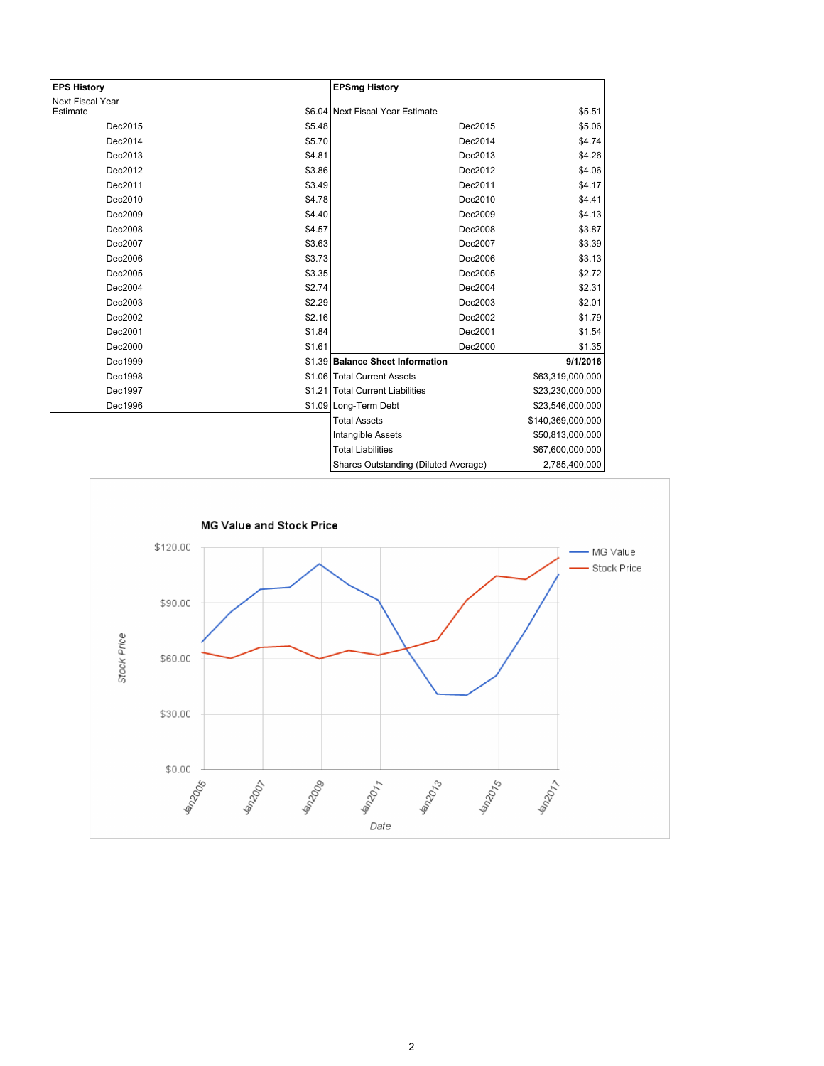| EPS History | |
|---|---|
| Next Fiscal Year Estimate | $6.04 |
| Dec2015 | $5.48 |
| Dec2014 | $5.70 |
| Dec2013 | $4.81 |
| Dec2012 | $3.86 |
| Dec2011 | $3.49 |
| Dec2010 | $4.78 |
| Dec2009 | $4.40 |
| Dec2008 | $4.57 |
| Dec2007 | $3.63 |
| Dec2006 | $3.73 |
| Dec2005 | $3.35 |
| Dec2004 | $2.74 |
| Dec2003 | $2.29 |
| Dec2002 | $2.16 |
| Dec2001 | $1.84 |
| Dec2000 | $1.61 |
| Dec1999 | $1.39 |
| Dec1998 | $1.06 |
| Dec1997 | $1.21 |
| Dec1996 | $1.09 |

| EPSmg History | |
|---|---|
| Next Fiscal Year Estimate | $5.51 |
| Dec2015 | $5.06 |
| Dec2014 | $4.74 |
| Dec2013 | $4.26 |
| Dec2012 | $4.06 |
| Dec2011 | $4.17 |
| Dec2010 | $4.41 |
| Dec2009 | $4.13 |
| Dec2008 | $3.87 |
| Dec2007 | $3.39 |
| Dec2006 | $3.13 |
| Dec2005 | $2.72 |
| Dec2004 | $2.31 |
| Dec2003 | $2.01 |
| Dec2002 | $1.79 |
| Dec2001 | $1.54 |
| Dec2000 | $1.35 |

| Balance Sheet Information | 9/1/2016 |
|---|---|
| Total Current Assets | $63,319,000,000 |
| Total Current Liabilities | $23,230,000,000 |
| Long-Term Debt | $23,546,000,000 |
| Total Assets | $140,369,000,000 |
| Intangible Assets | $50,813,000,000 |
| Total Liabilities | $67,600,000,000 |
| Shares Outstanding (Diluted Average) | 2,785,400,000 |

**MG Value and Stock Price**

Legend: MG Value, Stock Price

Y-axis: Stock Price ($0.00 – $120.00); X-axis: Date (Jan2005 – Jan2017)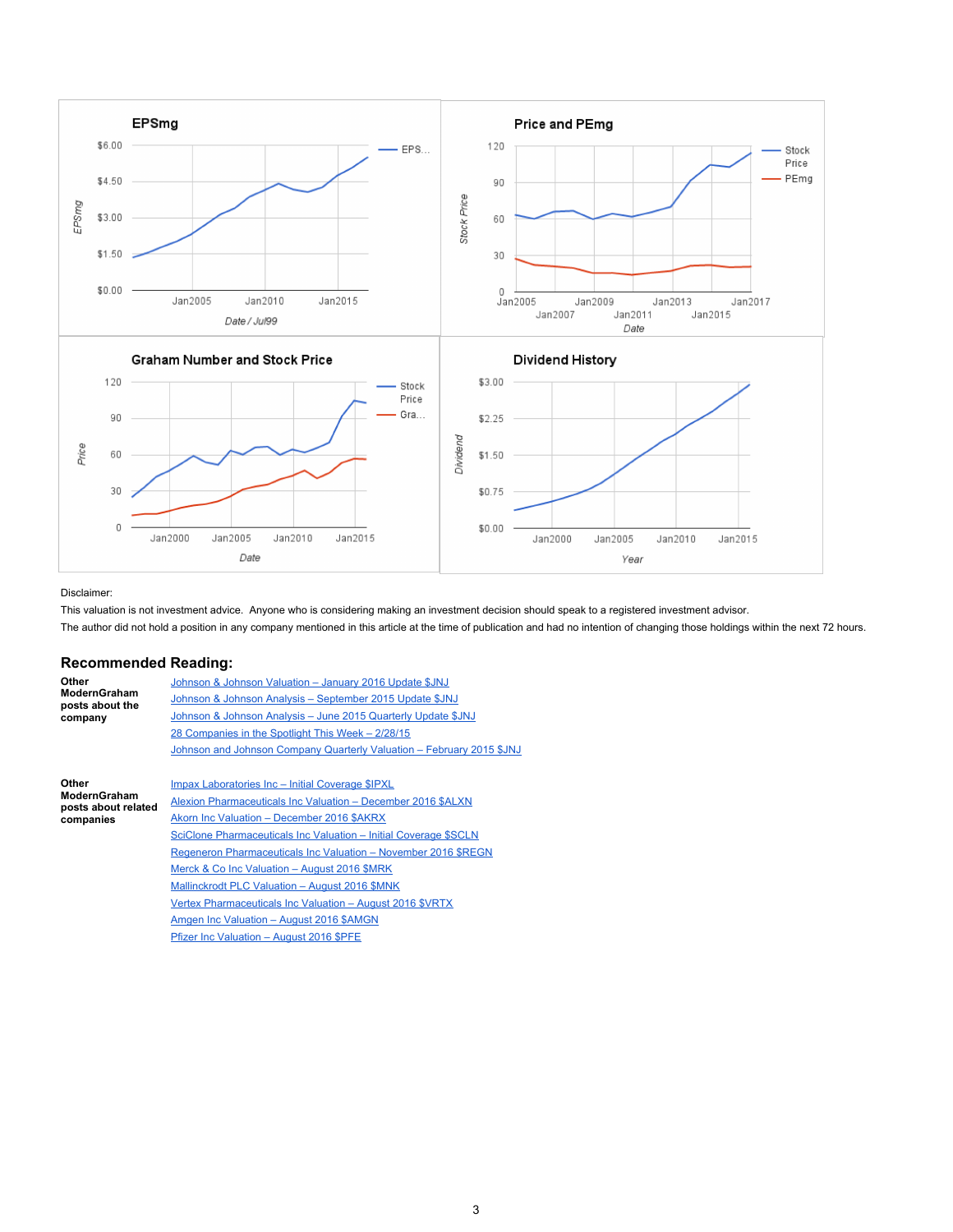EPSmg

$6.00
$4.50
$3.00
$1.50
$0.00

EPSmg

Jan2005 Jan2010 Jan2015

Date / Jul99

EPS...

Price and PEmg

120
90
60
30
0

Stock Price

Jan2005 Jan2007 Jan2009 Jan2011 Jan2013 Jan2015 Jan2017

Date

Stock Price
PEmg

Graham Number and Stock Price

120
90
60
30
0

Price

Jan2000 Jan2005 Jan2010 Jan2015

Date

Stock Price
Gra...

Dividend History

$3.00
$2.25
$1.50
$0.75
$0.00

Dividend

Jan2000 Jan2005 Jan2010 Jan2015

Year

Disclaimer:

This valuation is not investment advice. Anyone who is considering making an investment decision should speak to a registered investment advisor.

The author did not hold a position in any company mentioned in this article at the time of publication and had no intention of changing those holdings within the next 72 hours.

## Recommended Reading:

**Other ModernGraham posts about the company**

- Johnson & Johnson Valuation – January 2016 Update $JNJ
- Johnson & Johnson Analysis – September 2015 Update $JNJ
- Johnson & Johnson Analysis – June 2015 Quarterly Update $JNJ
- 28 Companies in the Spotlight This Week – 2/28/15
- Johnson and Johnson Company Quarterly Valuation – February 2015 $JNJ

**Other ModernGraham posts about related companies**

- Impax Laboratories Inc – Initial Coverage $IPXL
- Alexion Pharmaceuticals Inc Valuation – December 2016 $ALXN
- Akorn Inc Valuation – December 2016 $AKRX
- SciClone Pharmaceuticals Inc Valuation – Initial Coverage $SCLN
- Regeneron Pharmaceuticals Inc Valuation – November 2016 $REGN
- Merck & Co Inc Valuation – August 2016 $MRK
- Mallinckrodt PLC Valuation – August 2016 $MNK
- Vertex Pharmaceuticals Inc Valuation – August 2016 $VRTX
- Amgen Inc Valuation – August 2016 $AMGN
- Pfizer Inc Valuation – August 2016 $PFE